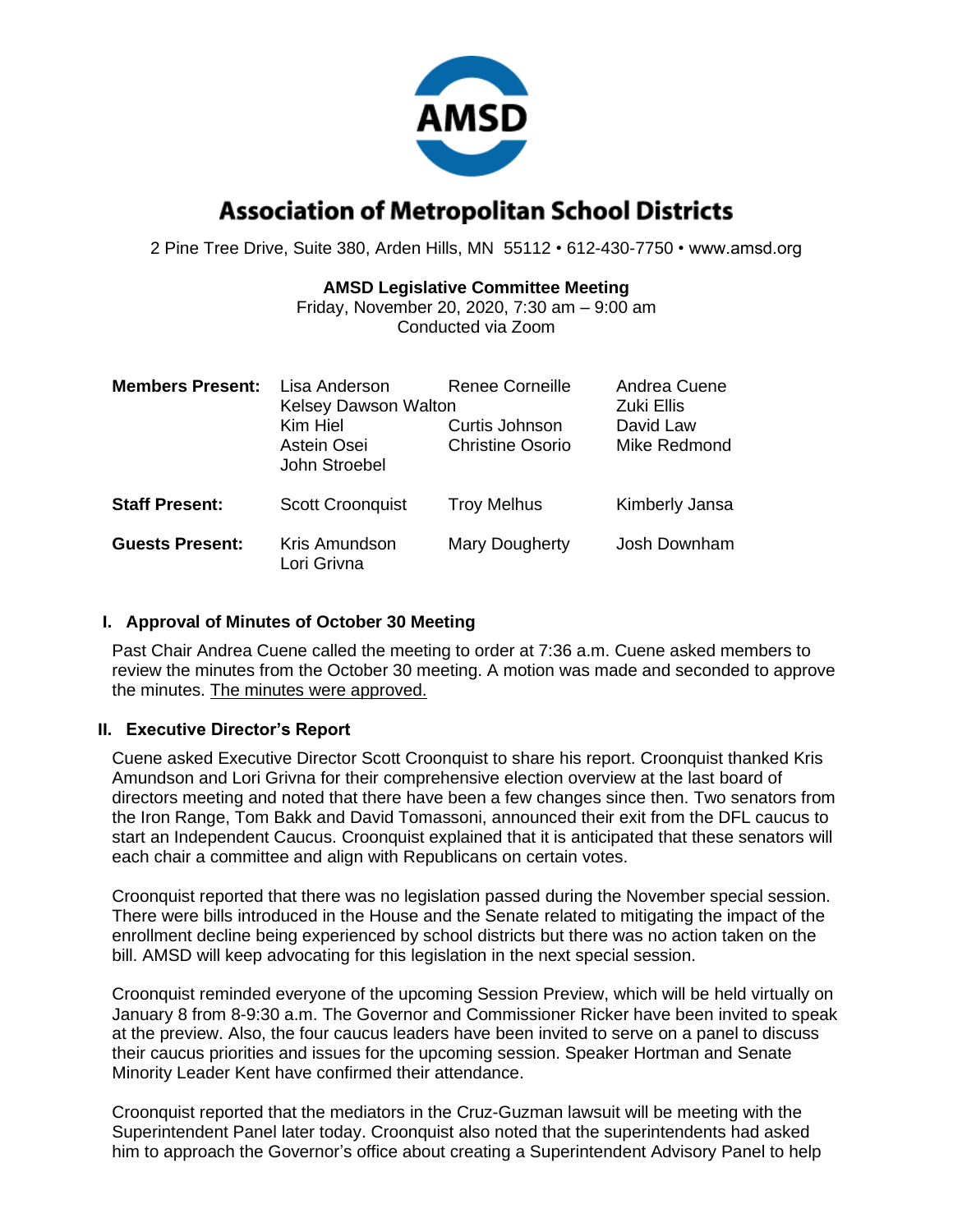# Association of Metropolitan School Districts

2 Pine Tree Drive, Suite 380, Arden Hills, MN 55112 • 612-430-7750 • www.amsd.org

**AMSD Legislative Committee Meeting**
Friday, November 20, 2020, 7:30 am – 9:00 am
Conducted via Zoom

| | | | |
|---|---|---|---|
| **Members Present:** | Lisa Anderson | Renee Corneille | Andrea Cuene |
| | Kelsey Dawson Walton | | Zuki Ellis |
| | Kim Hiel | Curtis Johnson | David Law |
| | Astein Osei | Christine Osorio | Mike Redmond |
| | John Stroebel | | |
| **Staff Present:** | Scott Croonquist | Troy Melhus | Kimberly Jansa |
| **Guests Present:** | Kris Amundson | Mary Dougherty | Josh Downham |
| | Lori Grivna | | |

## I. Approval of Minutes of October 30 Meeting

Past Chair Andrea Cuene called the meeting to order at 7:36 a.m. Cuene asked members to review the minutes from the October 30 meeting. A motion was made and seconded to approve the minutes. The minutes were approved.

## II. Executive Director's Report

Cuene asked Executive Director Scott Croonquist to share his report. Croonquist thanked Kris Amundson and Lori Grivna for their comprehensive election overview at the last board of directors meeting and noted that there have been a few changes since then. Two senators from the Iron Range, Tom Bakk and David Tomassoni, announced their exit from the DFL caucus to start an Independent Caucus. Croonquist explained that it is anticipated that these senators will each chair a committee and align with Republicans on certain votes.

Croonquist reported that there was no legislation passed during the November special session. There were bills introduced in the House and the Senate related to mitigating the impact of the enrollment decline being experienced by school districts but there was no action taken on the bill. AMSD will keep advocating for this legislation in the next special session.

Croonquist reminded everyone of the upcoming Session Preview, which will be held virtually on January 8 from 8-9:30 a.m. The Governor and Commissioner Ricker have been invited to speak at the preview. Also, the four caucus leaders have been invited to serve on a panel to discuss their caucus priorities and issues for the upcoming session. Speaker Hortman and Senate Minority Leader Kent have confirmed their attendance.

Croonquist reported that the mediators in the Cruz-Guzman lawsuit will be meeting with the Superintendent Panel later today. Croonquist also noted that the superintendents had asked him to approach the Governor's office about creating a Superintendent Advisory Panel to help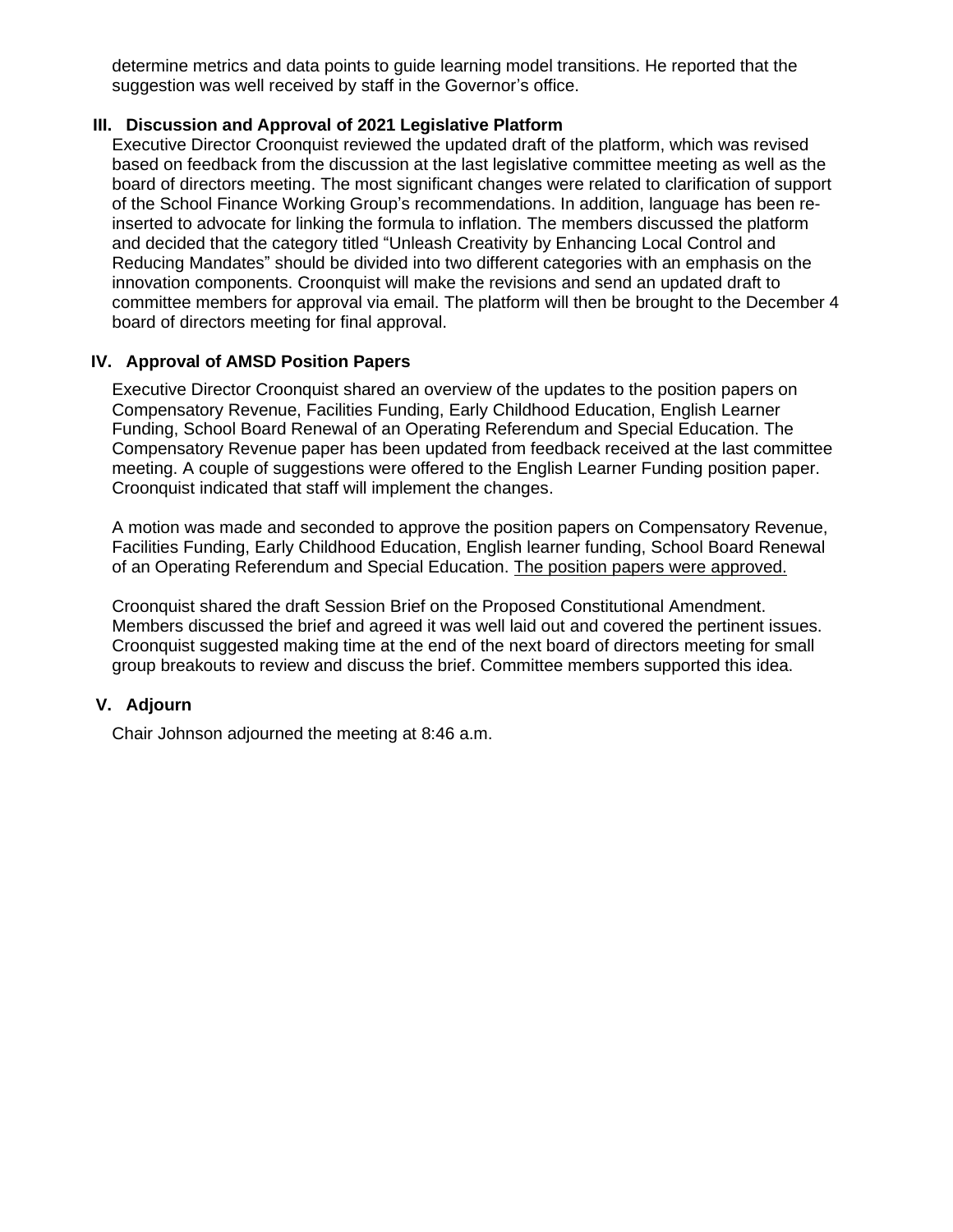determine metrics and data points to guide learning model transitions. He reported that the suggestion was well received by staff in the Governor's office.

## III. Discussion and Approval of 2021 Legislative Platform

Executive Director Croonquist reviewed the updated draft of the platform, which was revised based on feedback from the discussion at the last legislative committee meeting as well as the board of directors meeting. The most significant changes were related to clarification of support of the School Finance Working Group's recommendations. In addition, language has been re-inserted to advocate for linking the formula to inflation. The members discussed the platform and decided that the category titled "Unleash Creativity by Enhancing Local Control and Reducing Mandates" should be divided into two different categories with an emphasis on the innovation components. Croonquist will make the revisions and send an updated draft to committee members for approval via email. The platform will then be brought to the December 4 board of directors meeting for final approval.

## IV. Approval of AMSD Position Papers

Executive Director Croonquist shared an overview of the updates to the position papers on Compensatory Revenue, Facilities Funding, Early Childhood Education, English Learner Funding, School Board Renewal of an Operating Referendum and Special Education. The Compensatory Revenue paper has been updated from feedback received at the last committee meeting. A couple of suggestions were offered to the English Learner Funding position paper. Croonquist indicated that staff will implement the changes.

A motion was made and seconded to approve the position papers on Compensatory Revenue, Facilities Funding, Early Childhood Education, English learner funding, School Board Renewal of an Operating Referendum and Special Education. <u>The position papers were approved.</u>

Croonquist shared the draft Session Brief on the Proposed Constitutional Amendment. Members discussed the brief and agreed it was well laid out and covered the pertinent issues. Croonquist suggested making time at the end of the next board of directors meeting for small group breakouts to review and discuss the brief. Committee members supported this idea.

## V. Adjourn

Chair Johnson adjourned the meeting at 8:46 a.m.